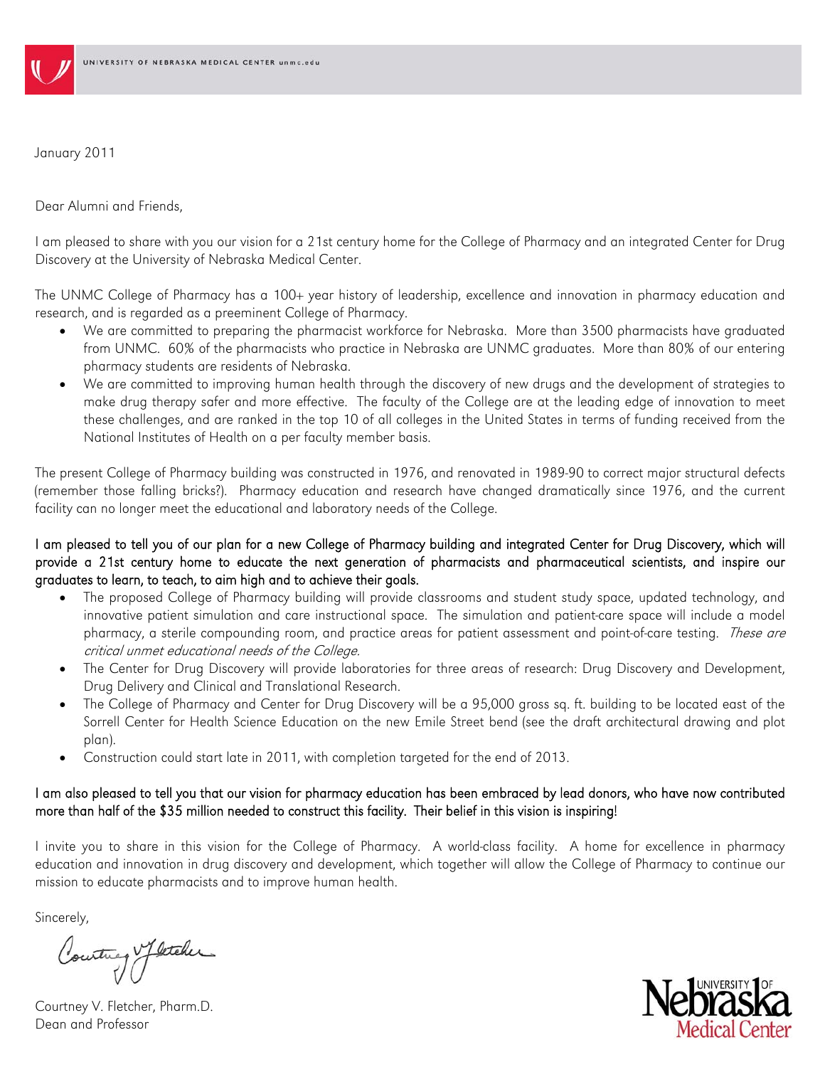UNIVERSITY OF NEBRASKA MEDICAL CENTER unmc.edu

January 2011

Dear Alumni and Friends,

I am pleased to share with you our vision for a 21st century home for the College of Pharmacy and an integrated Center for Drug Discovery at the University of Nebraska Medical Center.

The UNMC College of Pharmacy has a 100+ year history of leadership, excellence and innovation in pharmacy education and research, and is regarded as a preeminent College of Pharmacy.

- We are committed to preparing the pharmacist workforce for Nebraska. More than 3500 pharmacists have graduated from UNMC. 60% of the pharmacists who practice in Nebraska are UNMC graduates. More than 80% of our entering pharmacy students are residents of Nebraska.
- We are committed to improving human health through the discovery of new drugs and the development of strategies to make drug therapy safer and more effective. The faculty of the College are at the leading edge of innovation to meet these challenges, and are ranked in the top 10 of all colleges in the United States in terms of funding received from the National Institutes of Health on a per faculty member basis.

The present College of Pharmacy building was constructed in 1976, and renovated in 1989-90 to correct major structural defects (remember those falling bricks?). Pharmacy education and research have changed dramatically since 1976, and the current facility can no longer meet the educational and laboratory needs of the College.

I am pleased to tell you of our plan for a new College of Pharmacy building and integrated Center for Drug Discovery, which will provide a 21st century home to educate the next generation of pharmacists and pharmaceutical scientists, and inspire our graduates to learn, to teach, to aim high and to achieve their goals.

- The proposed College of Pharmacy building will provide classrooms and student study space, updated technology, and innovative patient simulation and care instructional space. The simulation and patient-care space will include a model pharmacy, a sterile compounding room, and practice areas for patient assessment and point-of-care testing. *These are critical unmet educational needs of the College.*
- The Center for Drug Discovery will provide laboratories for three areas of research: Drug Discovery and Development, Drug Delivery and Clinical and Translational Research.
- The College of Pharmacy and Center for Drug Discovery will be a 95,000 gross sq. ft. building to be located east of the Sorrell Center for Health Science Education on the new Emile Street bend (see the draft architectural drawing and plot plan).
- Construction could start late in 2011, with completion targeted for the end of 2013.

I am also pleased to tell you that our vision for pharmacy education has been embraced by lead donors, who have now contributed more than half of the $35 million needed to construct this facility. Their belief in this vision is inspiring!

I invite you to share in this vision for the College of Pharmacy. A world-class facility. A home for excellence in pharmacy education and innovation in drug discovery and development, which together will allow the College of Pharmacy to continue our mission to educate pharmacists and to improve human health.

Sincerely,

Courtney V. Fletcher, Pharm.D.
Dean and Professor

University of Nebraska Medical Center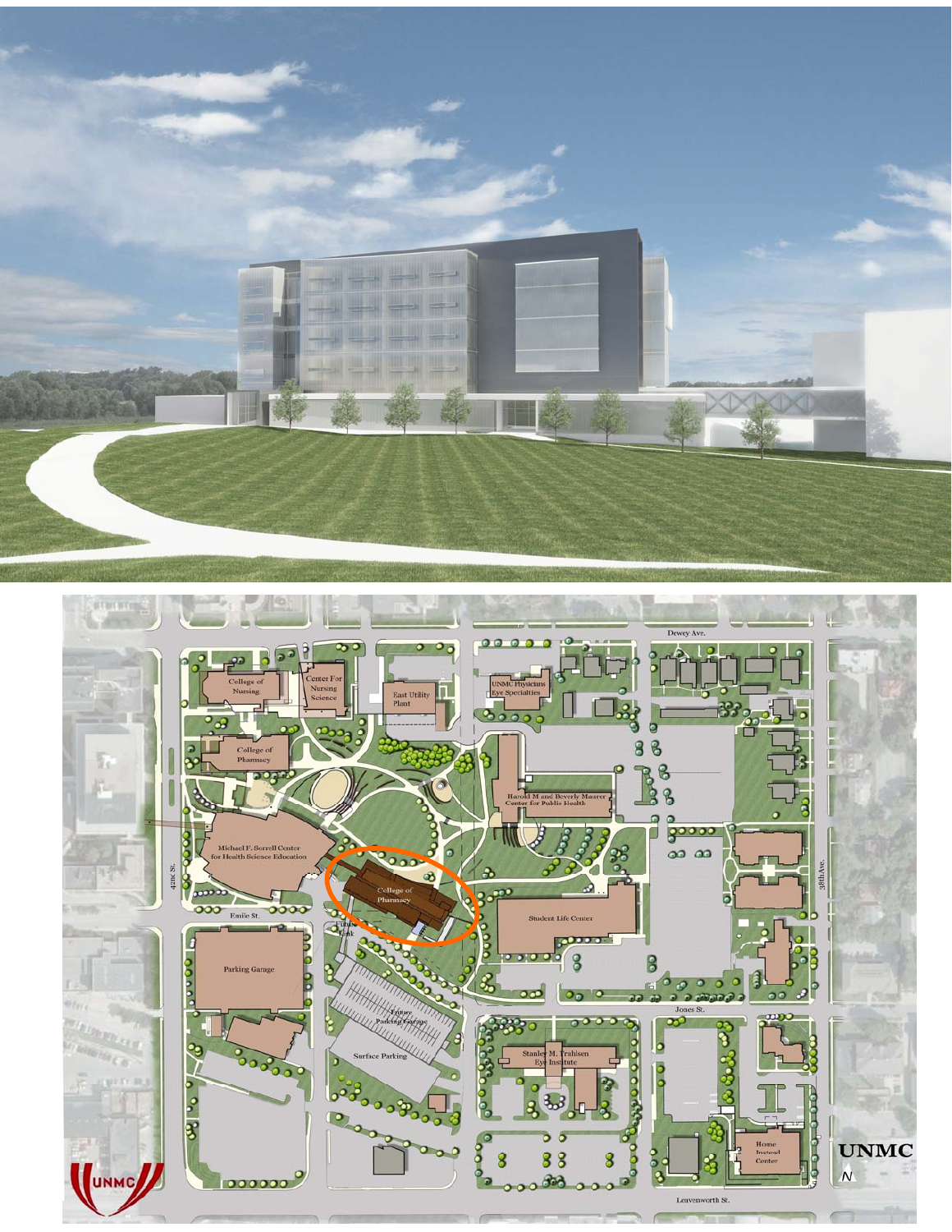Dewey Ave.

College of Nursing

Center For Nursing Science

East Utility Plant

UNMC Physicians Eye Specialties

College of Pharmacy

Harold M and Beverly Maurer Center for Public Health

Michael F. Sorrell Center for Health Science Education

College of Pharmacy

Student Life Center

42nd St.

38th Ave.

Emile St.

Future Link

Parking Garage

Future Parking Garage

Surface Parking

Jones St.

Stanley M. Truhlsen Eye Institute

Home Instead Center

Leavenworth St.

UNMC

UNMC

N